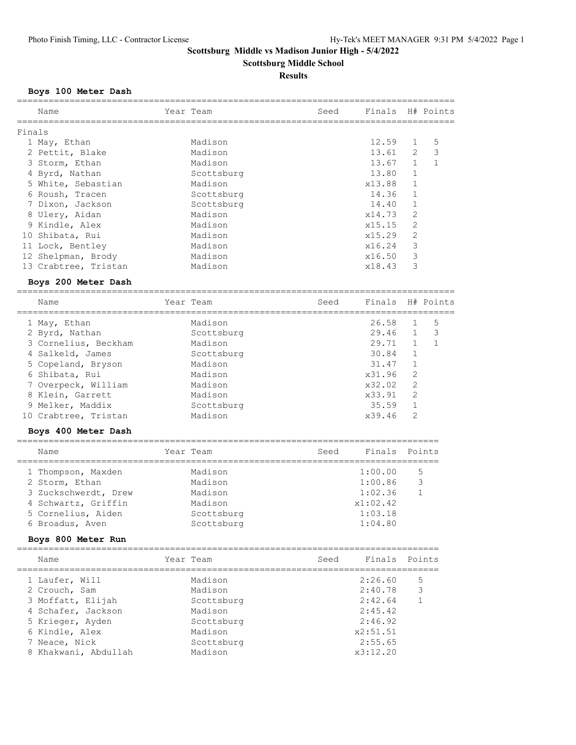# Scottsburg Middle vs Madison Junior High - 5/4/2022

## Scottsburg Middle School

### Results

#### Boys 100 Meter Dash

Finals

| Name | Year | Team | Seed | Finals | H# | Points |
|---|---|---|---|---|---|---|
| 1 May, Ethan | | Madison | | 12.59 | 1 | 5 |
| 2 Pettit, Blake | | Madison | | 13.61 | 2 | 3 |
| 3 Storm, Ethan | | Madison | | 13.67 | 1 | 1 |
| 4 Byrd, Nathan | | Scottsburg | | 13.80 | 1 | |
| 5 White, Sebastian | | Madison | | x13.88 | 1 | |
| 6 Roush, Tracen | | Scottsburg | | 14.36 | 1 | |
| 7 Dixon, Jackson | | Scottsburg | | 14.40 | 1 | |
| 8 Ulery, Aidan | | Madison | | x14.73 | 2 | |
| 9 Kindle, Alex | | Madison | | x15.15 | 2 | |
| 10 Shibata, Rui | | Madison | | x15.29 | 2 | |
| 11 Lock, Bentley | | Madison | | x16.24 | 3 | |
| 12 Shelpman, Brody | | Madison | | x16.50 | 3 | |
| 13 Crabtree, Tristan | | Madison | | x18.43 | 3 | |

#### Boys 200 Meter Dash

| Name | Year | Team | Seed | Finals | H# | Points |
|---|---|---|---|---|---|---|
| 1 May, Ethan | | Madison | | 26.58 | 1 | 5 |
| 2 Byrd, Nathan | | Scottsburg | | 29.46 | 1 | 3 |
| 3 Cornelius, Beckham | | Madison | | 29.71 | 1 | 1 |
| 4 Salkeld, James | | Scottsburg | | 30.84 | 1 | |
| 5 Copeland, Bryson | | Madison | | 31.47 | 1 | |
| 6 Shibata, Rui | | Madison | | x31.96 | 2 | |
| 7 Overpeck, William | | Madison | | x32.02 | 2 | |
| 8 Klein, Garrett | | Madison | | x33.91 | 2 | |
| 9 Melker, Maddix | | Scottsburg | | 35.59 | 1 | |
| 10 Crabtree, Tristan | | Madison | | x39.46 | 2 | |

#### Boys 400 Meter Dash

| Name | Year | Team | Seed | Finals | Points |
|---|---|---|---|---|---|
| 1 Thompson, Maxden | | Madison | | 1:00.00 | 5 |
| 2 Storm, Ethan | | Madison | | 1:00.86 | 3 |
| 3 Zuckschwerdt, Drew | | Madison | | 1:02.36 | 1 |
| 4 Schwartz, Griffin | | Madison | | x1:02.42 | |
| 5 Cornelius, Aiden | | Scottsburg | | 1:03.18 | |
| 6 Broadus, Aven | | Scottsburg | | 1:04.80 | |

#### Boys 800 Meter Run

| Name | Year | Team | Seed | Finals | Points |
|---|---|---|---|---|---|
| 1 Laufer, Will | | Madison | | 2:26.60 | 5 |
| 2 Crouch, Sam | | Madison | | 2:40.78 | 3 |
| 3 Moffatt, Elijah | | Scottsburg | | 2:42.64 | 1 |
| 4 Schafer, Jackson | | Madison | | 2:45.42 | |
| 5 Krieger, Ayden | | Scottsburg | | 2:46.92 | |
| 6 Kindle, Alex | | Madison | | x2:51.51 | |
| 7 Neace, Nick | | Scottsburg | | 2:55.65 | |
| 8 Khakwani, Abdullah | | Madison | | x3:12.20 | |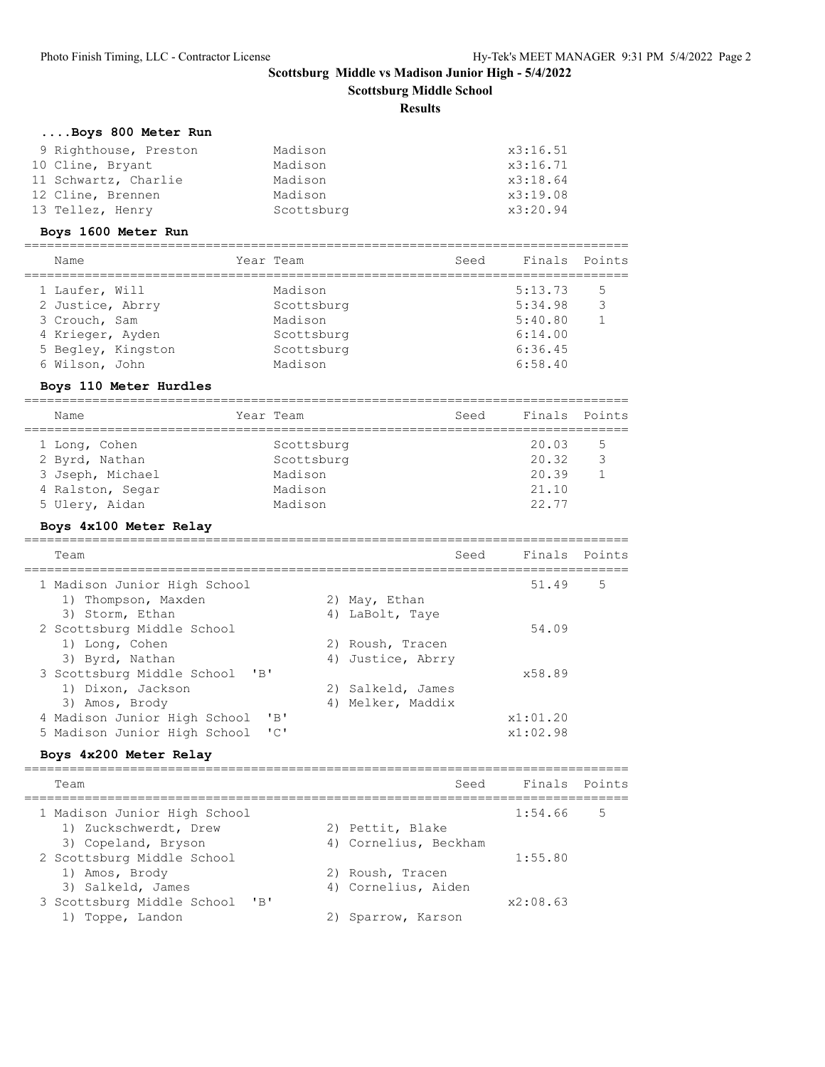# Scottsburg Middle vs Madison Junior High - 5/4/2022

## Scottsburg Middle School

### Results

#### ....Boys 800 Meter Run

| Place | Name | Year | Team | Seed | Finals | Points |
|---|---|---|---|---|---|---|
| 9 | Righthouse, Preston | | Madison | | x3:16.51 | |
| 10 | Cline, Bryant | | Madison | | x3:16.71 | |
| 11 | Schwartz, Charlie | | Madison | | x3:18.64 | |
| 12 | Cline, Brennen | | Madison | | x3:19.08 | |
| 13 | Tellez, Henry | | Scottsburg | | x3:20.94 | |

#### Boys 1600 Meter Run

| Place | Name | Year | Team | Seed | Finals | Points |
|---|---|---|---|---|---|---|
| 1 | Laufer, Will | | Madison | | 5:13.73 | 5 |
| 2 | Justice, Abrry | | Scottsburg | | 5:34.98 | 3 |
| 3 | Crouch, Sam | | Madison | | 5:40.80 | 1 |
| 4 | Krieger, Ayden | | Scottsburg | | 6:14.00 | |
| 5 | Begley, Kingston | | Scottsburg | | 6:36.45 | |
| 6 | Wilson, John | | Madison | | 6:58.40 | |

#### Boys 110 Meter Hurdles

| Place | Name | Year | Team | Seed | Finals | Points |
|---|---|---|---|---|---|---|
| 1 | Long, Cohen | | Scottsburg | | 20.03 | 5 |
| 2 | Byrd, Nathan | | Scottsburg | | 20.32 | 3 |
| 3 | Jseph, Michael | | Madison | | 20.39 | 1 |
| 4 | Ralston, Segar | | Madison | | 21.10 | |
| 5 | Ulery, Aidan | | Madison | | 22.77 | |

#### Boys 4x100 Meter Relay

| Place | Team | Seed | Finals | Points |
|---|---|---|---|---|
| 1 | Madison Junior High School | | 51.49 | 5 |
| | 1) Thompson, Maxden 2) May, Ethan 3) Storm, Ethan 4) LaBolt, Taye | | | |
| 2 | Scottsburg Middle School | | 54.09 | |
| | 1) Long, Cohen 2) Roush, Tracen 3) Byrd, Nathan 4) Justice, Abrry | | | |
| 3 | Scottsburg Middle School 'B' | | x58.89 | |
| | 1) Dixon, Jackson 2) Salkeld, James 3) Amos, Brody 4) Melker, Maddix | | | |
| 4 | Madison Junior High School 'B' | | x1:01.20 | |
| 5 | Madison Junior High School 'C' | | x1:02.98 | |

#### Boys 4x200 Meter Relay

| Place | Team | Seed | Finals | Points |
|---|---|---|---|---|
| 1 | Madison Junior High School | | 1:54.66 | 5 |
| | 1) Zuckschwerdt, Drew 2) Pettit, Blake 3) Copeland, Bryson 4) Cornelius, Beckham | | | |
| 2 | Scottsburg Middle School | | 1:55.80 | |
| | 1) Amos, Brody 2) Roush, Tracen 3) Salkeld, James 4) Cornelius, Aiden | | | |
| 3 | Scottsburg Middle School 'B' | | x2:08.63 | |
| | 1) Toppe, Landon 2) Sparrow, Karson | | | |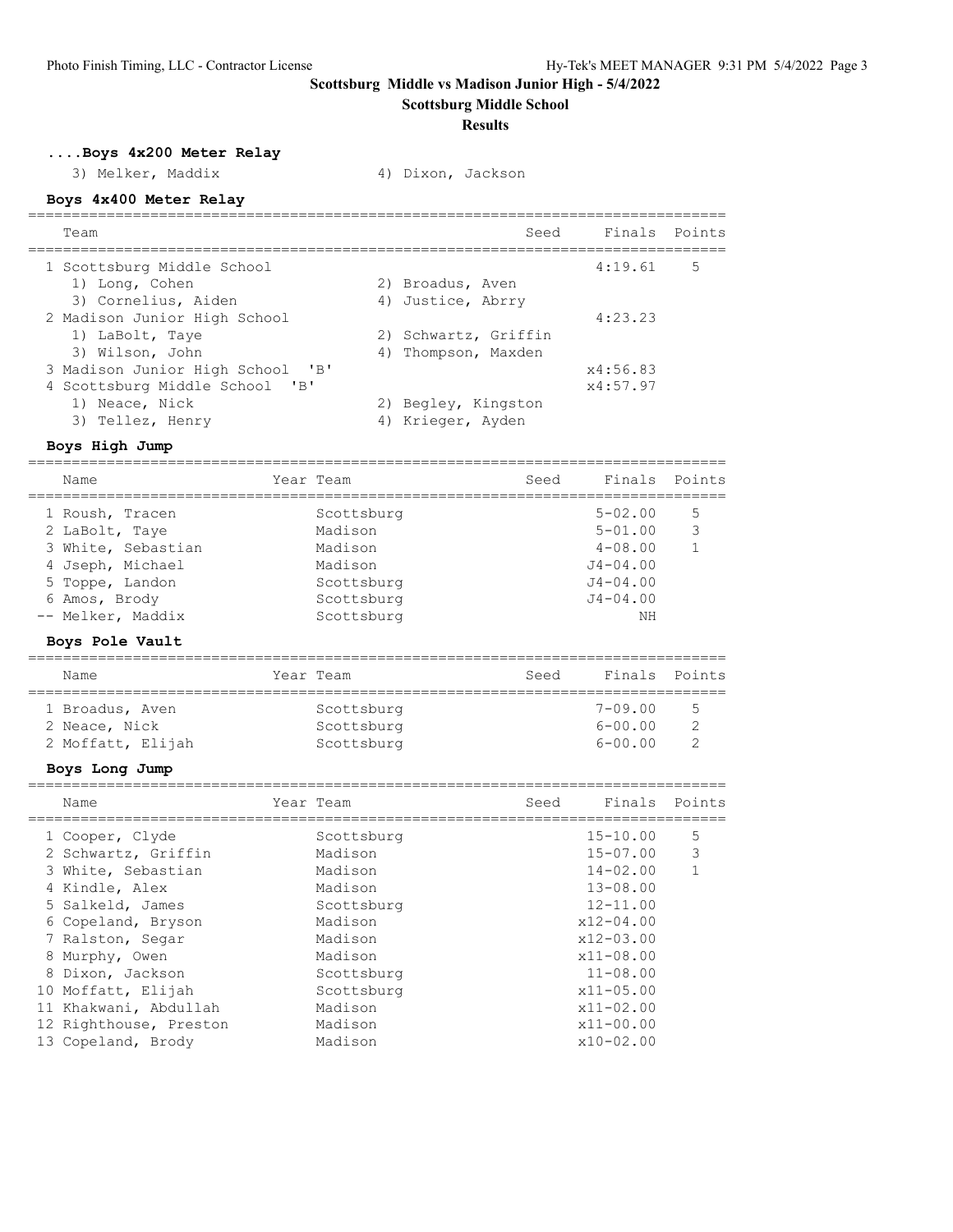**Scottsburg Middle vs Madison Junior High - 5/4/2022**

**Scottsburg Middle School**

**Results**

### ....Boys 4x200 Meter Relay

3) Melker, Maddix 4) Dixon, Jackson

### Boys 4x400 Meter Relay

| Team | Seed | Finals | Points |
|---|---|---|---|
| 1 Scottsburg Middle School | | 4:19.61 | 5 |
| 1) Long, Cohen; 2) Broadus, Aven; 3) Cornelius, Aiden; 4) Justice, Abrry | | | |
| 2 Madison Junior High School | | 4:23.23 | |
| 1) LaBolt, Taye; 2) Schwartz, Griffin; 3) Wilson, John; 4) Thompson, Maxden | | | |
| 3 Madison Junior High School 'B' | | x4:56.83 | |
| 4 Scottsburg Middle School 'B' | | x4:57.97 | |
| 1) Neace, Nick; 2) Begley, Kingston; 3) Tellez, Henry; 4) Krieger, Ayden | | | |

### Boys High Jump

| Name | Year | Team | Seed | Finals | Points |
|---|---|---|---|---|---|
| 1 Roush, Tracen | | Scottsburg | | 5-02.00 | 5 |
| 2 LaBolt, Taye | | Madison | | 5-01.00 | 3 |
| 3 White, Sebastian | | Madison | | 4-08.00 | 1 |
| 4 Jseph, Michael | | Madison | | J4-04.00 | |
| 5 Toppe, Landon | | Scottsburg | | J4-04.00 | |
| 6 Amos, Brody | | Scottsburg | | J4-04.00 | |
| -- Melker, Maddix | | Scottsburg | | NH | |

### Boys Pole Vault

| Name | Year | Team | Seed | Finals | Points |
|---|---|---|---|---|---|
| 1 Broadus, Aven | | Scottsburg | | 7-09.00 | 5 |
| 2 Neace, Nick | | Scottsburg | | 6-00.00 | 2 |
| 2 Moffatt, Elijah | | Scottsburg | | 6-00.00 | 2 |

### Boys Long Jump

| Name | Year | Team | Seed | Finals | Points |
|---|---|---|---|---|---|
| 1 Cooper, Clyde | | Scottsburg | | 15-10.00 | 5 |
| 2 Schwartz, Griffin | | Madison | | 15-07.00 | 3 |
| 3 White, Sebastian | | Madison | | 14-02.00 | 1 |
| 4 Kindle, Alex | | Madison | | 13-08.00 | |
| 5 Salkeld, James | | Scottsburg | | 12-11.00 | |
| 6 Copeland, Bryson | | Madison | | x12-04.00 | |
| 7 Ralston, Segar | | Madison | | x12-03.00 | |
| 8 Murphy, Owen | | Madison | | x11-08.00 | |
| 8 Dixon, Jackson | | Scottsburg | | 11-08.00 | |
| 10 Moffatt, Elijah | | Scottsburg | | x11-05.00 | |
| 11 Khakwani, Abdullah | | Madison | | x11-02.00 | |
| 12 Righthouse, Preston | | Madison | | x11-00.00 | |
| 13 Copeland, Brody | | Madison | | x10-02.00 | |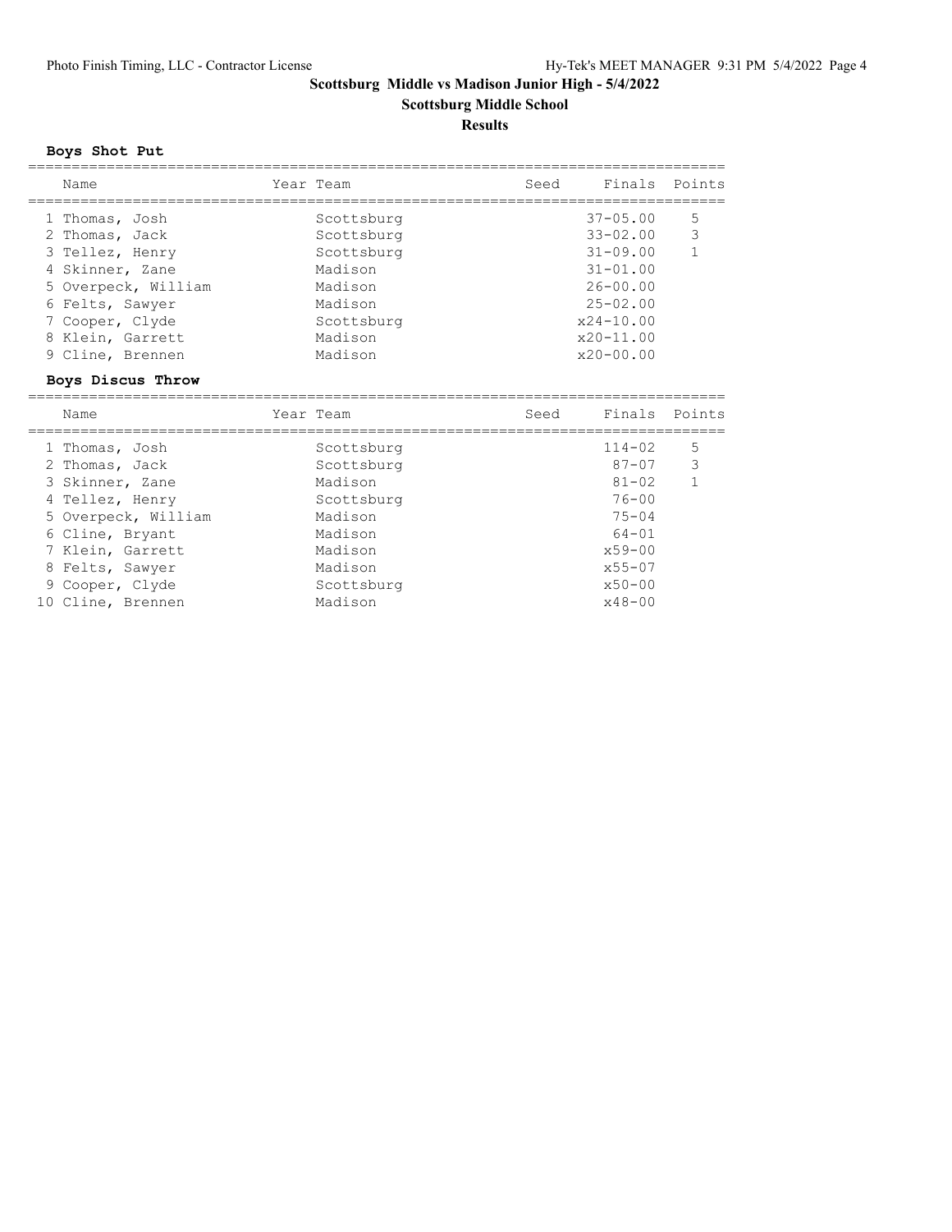# Scottsburg Middle vs Madison Junior High - 5/4/2022

## Scottsburg Middle School

### Results

**Boys Shot Put**

| | Name | Year | Team | Seed | Finals | Points |
|---|---|---|---|---|---|---|
| 1 | Thomas, Josh | | Scottsburg | | 37-05.00 | 5 |
| 2 | Thomas, Jack | | Scottsburg | | 33-02.00 | 3 |
| 3 | Tellez, Henry | | Scottsburg | | 31-09.00 | 1 |
| 4 | Skinner, Zane | | Madison | | 31-01.00 | |
| 5 | Overpeck, William | | Madison | | 26-00.00 | |
| 6 | Felts, Sawyer | | Madison | | 25-02.00 | |
| 7 | Cooper, Clyde | | Scottsburg | | x24-10.00 | |
| 8 | Klein, Garrett | | Madison | | x20-11.00 | |
| 9 | Cline, Brennen | | Madison | | x20-00.00 | |

**Boys Discus Throw**

| | Name | Year | Team | Seed | Finals | Points |
|---|---|---|---|---|---|---|
| 1 | Thomas, Josh | | Scottsburg | | 114-02 | 5 |
| 2 | Thomas, Jack | | Scottsburg | | 87-07 | 3 |
| 3 | Skinner, Zane | | Madison | | 81-02 | 1 |
| 4 | Tellez, Henry | | Scottsburg | | 76-00 | |
| 5 | Overpeck, William | | Madison | | 75-04 | |
| 6 | Cline, Bryant | | Madison | | 64-01 | |
| 7 | Klein, Garrett | | Madison | | x59-00 | |
| 8 | Felts, Sawyer | | Madison | | x55-07 | |
| 9 | Cooper, Clyde | | Scottsburg | | x50-00 | |
| 10 | Cline, Brennen | | Madison | | x48-00 | |